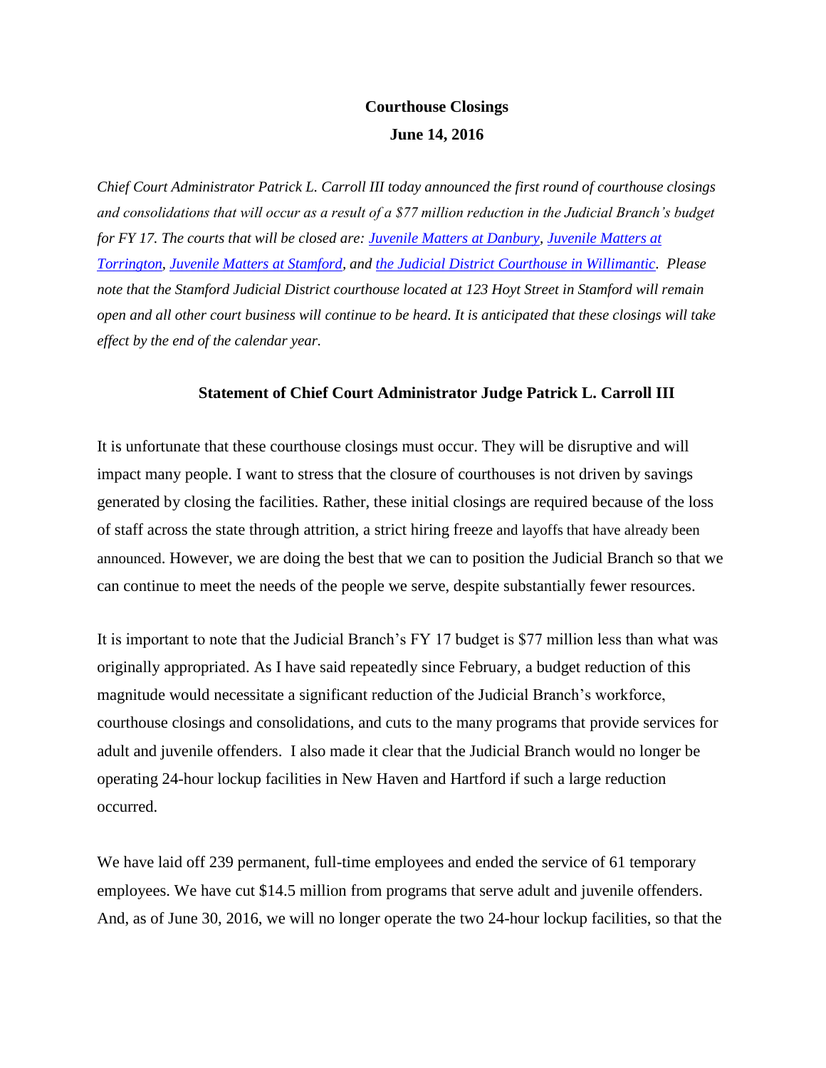# Courthouse Closings

**June 14, 2016**

*Chief Court Administrator Patrick L. Carroll III today announced the first round of courthouse closings and consolidations that will occur as a result of a $77 million reduction in the Judicial Branch's budget for FY 17. The courts that will be closed are: [Juvenile Matters at Danbury](), [Juvenile Matters at Torrington](), [Juvenile Matters at Stamford](), and [the Judicial District Courthouse in Willimantic](). Please note that the Stamford Judicial District courthouse located at 123 Hoyt Street in Stamford will remain open and all other court business will continue to be heard. It is anticipated that these closings will take effect by the end of the calendar year.*

## Statement of Chief Court Administrator Judge Patrick L. Carroll III

It is unfortunate that these courthouse closings must occur. They will be disruptive and will impact many people. I want to stress that the closure of courthouses is not driven by savings generated by closing the facilities. Rather, these initial closings are required because of the loss of staff across the state through attrition, a strict hiring freeze and layoffs that have already been announced. However, we are doing the best that we can to position the Judicial Branch so that we can continue to meet the needs of the people we serve, despite substantially fewer resources.

It is important to note that the Judicial Branch's FY 17 budget is $77 million less than what was originally appropriated. As I have said repeatedly since February, a budget reduction of this magnitude would necessitate a significant reduction of the Judicial Branch's workforce, courthouse closings and consolidations, and cuts to the many programs that provide services for adult and juvenile offenders. I also made it clear that the Judicial Branch would no longer be operating 24-hour lockup facilities in New Haven and Hartford if such a large reduction occurred.

We have laid off 239 permanent, full-time employees and ended the service of 61 temporary employees. We have cut $14.5 million from programs that serve adult and juvenile offenders. And, as of June 30, 2016, we will no longer operate the two 24-hour lockup facilities, so that the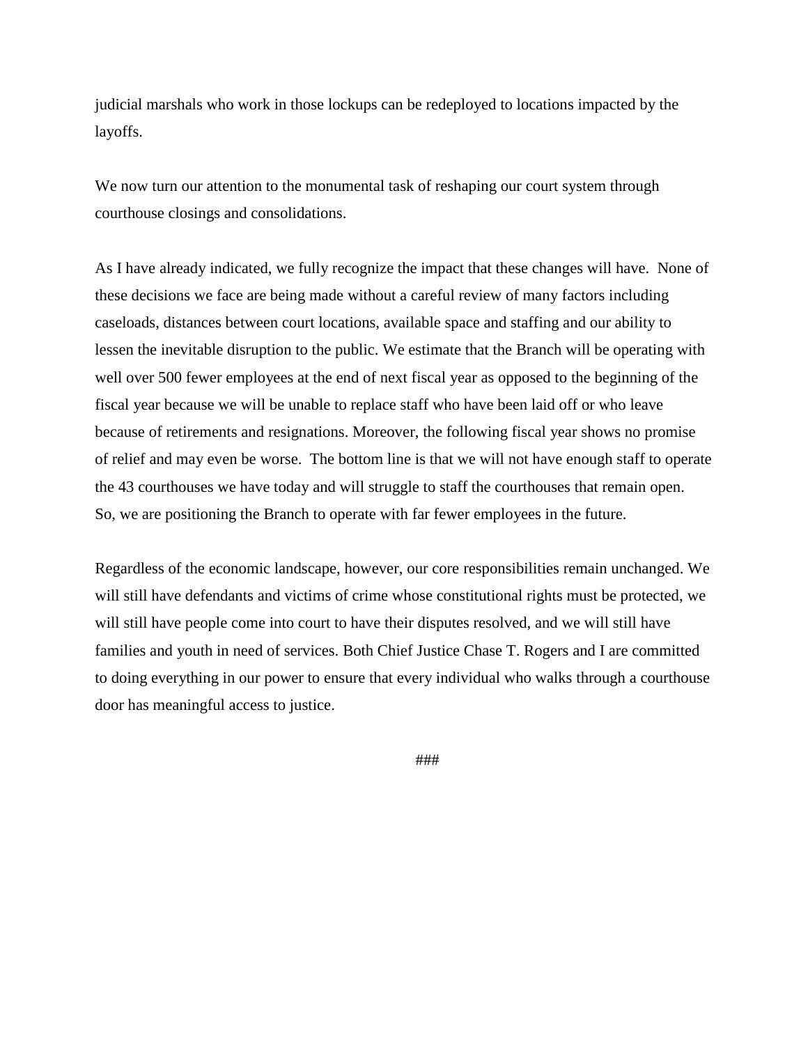judicial marshals who work in those lockups can be redeployed to locations impacted by the layoffs.

We now turn our attention to the monumental task of reshaping our court system through courthouse closings and consolidations.

As I have already indicated, we fully recognize the impact that these changes will have. None of these decisions we face are being made without a careful review of many factors including caseloads, distances between court locations, available space and staffing and our ability to lessen the inevitable disruption to the public. We estimate that the Branch will be operating with well over 500 fewer employees at the end of next fiscal year as opposed to the beginning of the fiscal year because we will be unable to replace staff who have been laid off or who leave because of retirements and resignations. Moreover, the following fiscal year shows no promise of relief and may even be worse. The bottom line is that we will not have enough staff to operate the 43 courthouses we have today and will struggle to staff the courthouses that remain open. So, we are positioning the Branch to operate with far fewer employees in the future.

Regardless of the economic landscape, however, our core responsibilities remain unchanged. We will still have defendants and victims of crime whose constitutional rights must be protected, we will still have people come into court to have their disputes resolved, and we will still have families and youth in need of services. Both Chief Justice Chase T. Rogers and I are committed to doing everything in our power to ensure that every individual who walks through a courthouse door has meaningful access to justice.

###